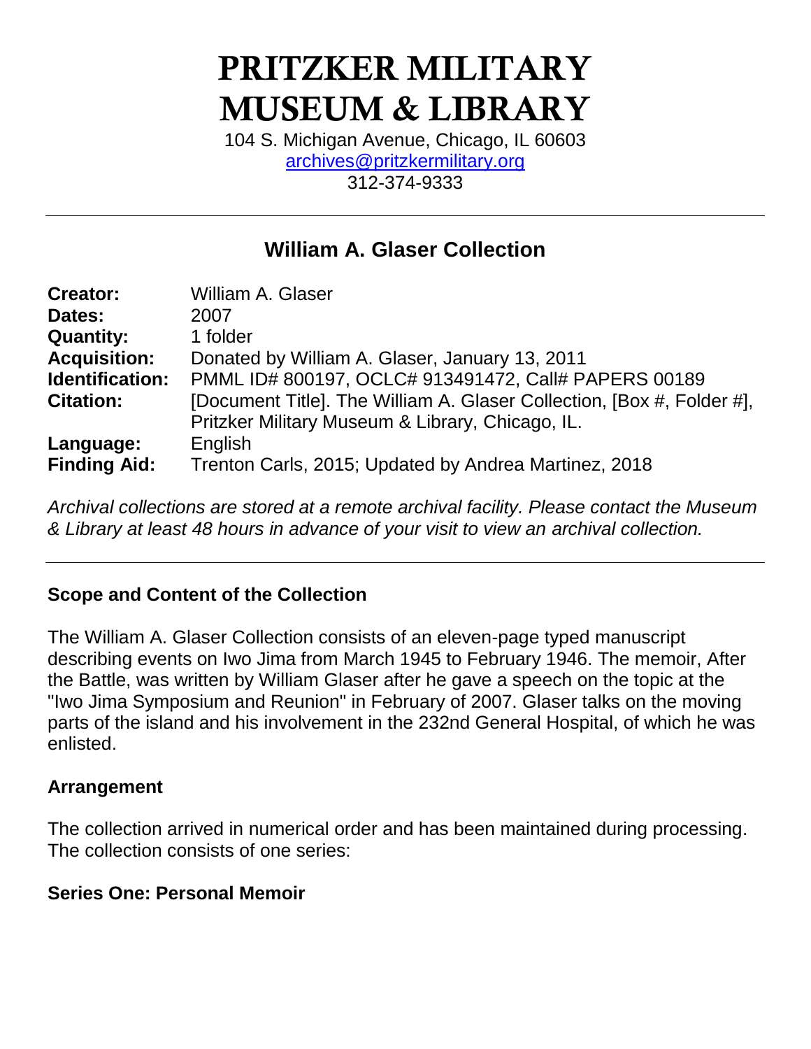# PRITZKER MILITARY MUSEUM & LIBRARY

104 S. Michigan Avenue, Chicago, IL 60603
archives@pritzkermilitary.org
312-374-9333

---

## William A. Glaser Collection

| | |
|---|---|
| **Creator:** | William A. Glaser |
| **Dates:** | 2007 |
| **Quantity:** | 1 folder |
| **Acquisition:** | Donated by William A. Glaser, January 13, 2011 |
| **Identification:** | PMML ID# 800197, OCLC# 913491472, Call# PAPERS 00189 |
| **Citation:** | [Document Title]. The William A. Glaser Collection, [Box #, Folder #], Pritzker Military Museum & Library, Chicago, IL. |
| **Language:** | English |
| **Finding Aid:** | Trenton Carls, 2015; Updated by Andrea Martinez, 2018 |

*Archival collections are stored at a remote archival facility. Please contact the Museum & Library at least 48 hours in advance of your visit to view an archival collection.*

---

### Scope and Content of the Collection

The William A. Glaser Collection consists of an eleven-page typed manuscript describing events on Iwo Jima from March 1945 to February 1946. The memoir, After the Battle, was written by William Glaser after he gave a speech on the topic at the "Iwo Jima Symposium and Reunion" in February of 2007. Glaser talks on the moving parts of the island and his involvement in the 232nd General Hospital, of which he was enlisted.

### Arrangement

The collection arrived in numerical order and has been maintained during processing. The collection consists of one series:

**Series One: Personal Memoir**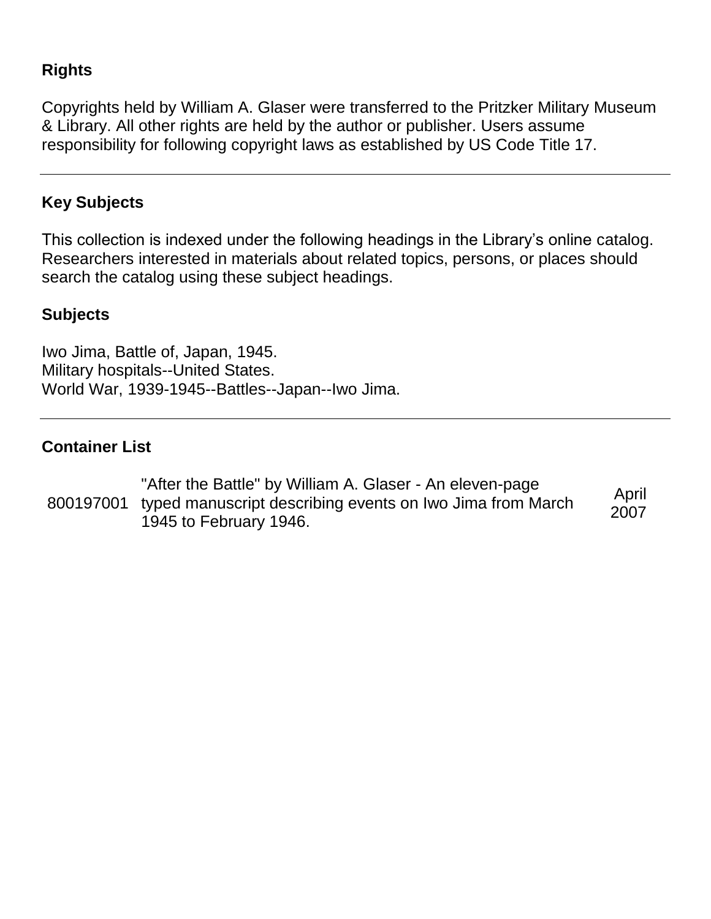## Rights

Copyrights held by William A. Glaser were transferred to the Pritzker Military Museum & Library. All other rights are held by the author or publisher. Users assume responsibility for following copyright laws as established by US Code Title 17.

---

## Key Subjects

This collection is indexed under the following headings in the Library's online catalog. Researchers interested in materials about related topics, persons, or places should search the catalog using these subject headings.

### Subjects

Iwo Jima, Battle of, Japan, 1945.
Military hospitals--United States.
World War, 1939-1945--Battles--Japan--Iwo Jima.

---

## Container List

| | | |
|---|---|---|
| 800197001 | "After the Battle" by William A. Glaser - An eleven-page typed manuscript describing events on Iwo Jima from March 1945 to February 1946. | April 2007 |